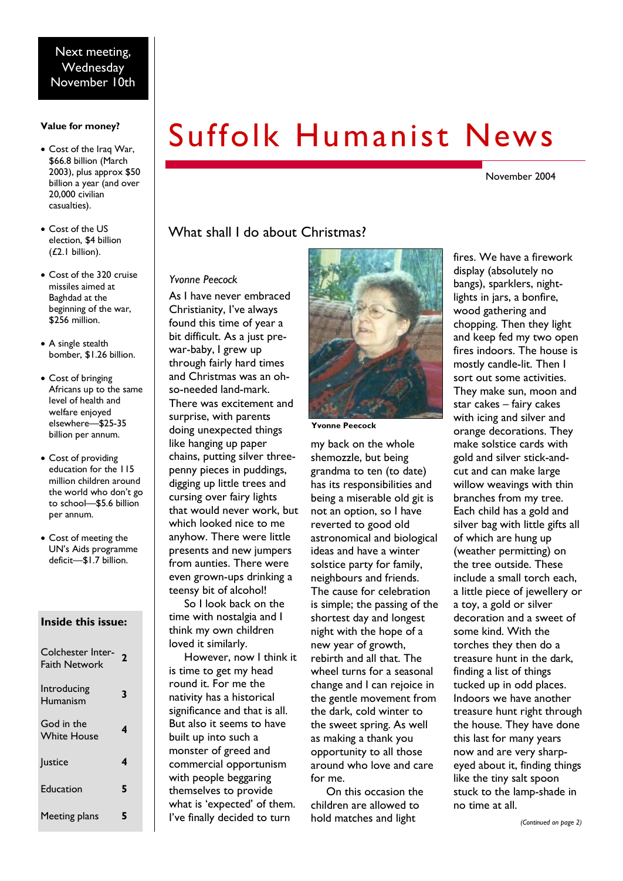Next meeting, Wednesday November 10th

**Value for money?**

- Cost of the Iraq War, $66.8 billion (March 2003), plus approx $50 billion a year (and over 20,000 civilian casualties).
- Cost of the US election, $4 billion (£2.1 billion).
- Cost of the 320 cruise missiles aimed at Baghdad at the beginning of the war, $256 million.
- A single stealth bomber, $1.26 billion.
- Cost of bringing Africans up to the same level of health and welfare enjoyed elsewhere—$25-35 billion per annum.
- Cost of providing education for the 115 million children around the world who don't go to school—$5.6 billion per annum.
- Cost of meeting the UN's Aids programme deficit—$1.7 billion.

**Inside this issue:**

| | |
|---|---|
| Colchester Inter-Faith Network | 2 |
| Introducing Humanism | 3 |
| God in the White House | 4 |
| Justice | 4 |
| Education | 5 |
| Meeting plans | 5 |

# Suffolk Humanist News

November 2004

## What shall I do about Christmas?

*Yvonne Peecock*

As I have never embraced Christianity, I've always found this time of year a bit difficult. As a just pre-war-baby, I grew up through fairly hard times and Christmas was an oh-so-needed land-mark. There was excitement and surprise, with parents doing unexpected things like hanging up paper chains, putting silver three-penny pieces in puddings, digging up little trees and cursing over fairy lights that would never work, but which looked nice to me anyhow. There were little presents and new jumpers from aunties. There were even grown-ups drinking a teensy bit of alcohol!

So I look back on the time with nostalgia and I think my own children loved it similarly.

However, now I think it is time to get my head round it. For me the nativity has a historical significance and that is all. But also it seems to have built up into such a monster of greed and commercial opportunism with people beggaring themselves to provide what is 'expected' of them. I've finally decided to turn my back on the whole shemozzle, but being grandma to ten (to date) has its responsibilities and being a miserable old git is not an option, so I have reverted to good old astronomical and biological ideas and have a winter solstice party for family, neighbours and friends. The cause for celebration is simple; the passing of the shortest day and longest night with the hope of a new year of growth, rebirth and all that. The wheel turns for a seasonal change and I can rejoice in the gentle movement from the dark, cold winter to the sweet spring. As well as making a thank you opportunity to all those around who love and care for me.

**Yvonne Peecock**

On this occasion the children are allowed to hold matches and light fires. We have a firework display (absolutely no bangs), sparklers, night-lights in jars, a bonfire, wood gathering and chopping. Then they light and keep fed my two open fires indoors. The house is mostly candle-lit. Then I sort out some activities. They make sun, moon and star cakes – fairy cakes with icing and silver and orange decorations. They make solstice cards with gold and silver stick-and-cut and can make large willow weavings with thin branches from my tree. Each child has a gold and silver bag with little gifts all of which are hung up (weather permitting) on the tree outside. These include a small torch each, a little piece of jewellery or a toy, a gold or silver decoration and a sweet of some kind. With the torches they then do a treasure hunt in the dark, finding a list of things tucked up in odd places. Indoors we have another treasure hunt right through the house. They have done this last for many years now and are very sharp-eyed about it, finding things like the tiny salt spoon stuck to the lamp-shade in no time at all.

*(Continued on page 2)*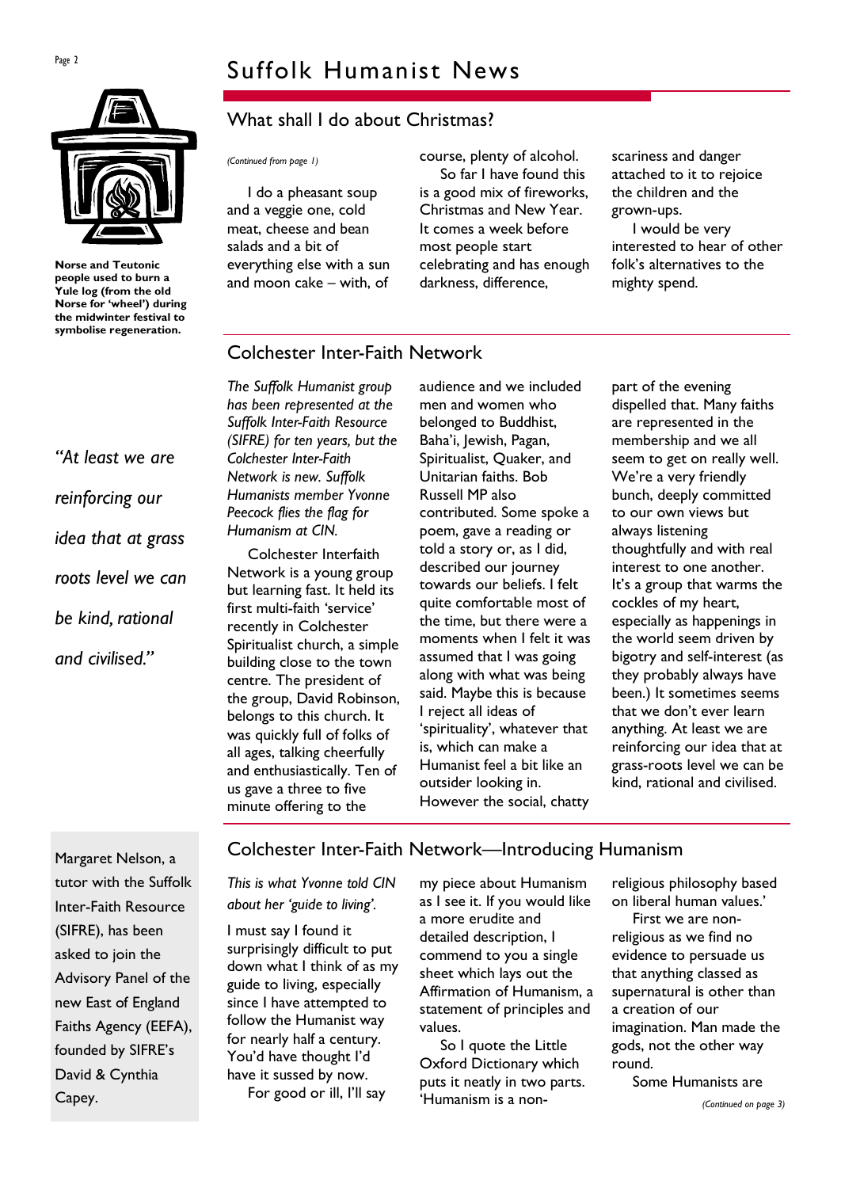## What shall I do about Christmas?

*(Continued from page 1)*

I do a pheasant soup and a veggie one, cold meat, cheese and bean salads and a bit of everything else with a sun and moon cake – with, of course, plenty of alcohol.

So far I have found this is a good mix of fireworks, Christmas and New Year. It comes a week before most people start celebrating and has enough darkness, difference, scariness and danger attached to it to rejoice the children and the grown-ups.

I would be very interested to hear of other folk's alternatives to the mighty spend.

**Norse and Teutonic people used to burn a Yule log (from the old Norse for 'wheel') during the midwinter festival to symbolise regeneration.**

## Colchester Inter-Faith Network

*The Suffolk Humanist group has been represented at the Suffolk Inter-Faith Resource (SIFRE) for ten years, but the Colchester Inter-Faith Network is new. Suffolk Humanists member Yvonne Peecock flies the flag for Humanism at CIN.*

Colchester Interfaith Network is a young group but learning fast. It held its first multi-faith 'service' recently in Colchester Spiritualist church, a simple building close to the town centre. The president of the group, David Robinson, belongs to this church. It was quickly full of folks of all ages, talking cheerfully and enthusiastically. Ten of us gave a three to five minute offering to the audience and we included men and women who belonged to Buddhist, Baha'i, Jewish, Pagan, Spiritualist, Quaker, and Unitarian faiths. Bob Russell MP also contributed. Some spoke a poem, gave a reading or told a story or, as I did, described our journey towards our beliefs. I felt quite comfortable most of the time, but there were a moments when I felt it was assumed that I was going along with what was being said. Maybe this is because I reject all ideas of 'spirituality', whatever that is, which can make a Humanist feel a bit like an outsider looking in. However the social, chatty part of the evening dispelled that. Many faiths are represented in the membership and we all seem to get on really well. We're a very friendly bunch, deeply committed to our own views but always listening thoughtfully and with real interest to one another. It's a group that warms the cockles of my heart, especially as happenings in the world seem driven by bigotry and self-interest (as they probably always have been.) It sometimes seems that we don't ever learn anything. At least we are reinforcing our idea that at grass-roots level we can be kind, rational and civilised.

*"At least we are reinforcing our idea that at grass roots level we can be kind, rational and civilised."*

## Colchester Inter-Faith Network—Introducing Humanism

*This is what Yvonne told CIN about her 'guide to living'.*

I must say I found it surprisingly difficult to put down what I think of as my guide to living, especially since I have attempted to follow the Humanist way for nearly half a century. You'd have thought I'd have it sussed by now.

For good or ill, I'll say my piece about Humanism as I see it. If you would like a more erudite and detailed description, I commend to you a single sheet which lays out the Affirmation of Humanism, a statement of principles and values.

So I quote the Little Oxford Dictionary which puts it neatly in two parts. 'Humanism is a non-religious philosophy based on liberal human values.'

First we are non-religious as we find no evidence to persuade us that anything classed as supernatural is other than a creation of our imagination. Man made the gods, not the other way round.

Some Humanists are

*(Continued on page 3)*

Margaret Nelson, a tutor with the Suffolk Inter-Faith Resource (SIFRE), has been asked to join the Advisory Panel of the new East of England Faiths Agency (EEFA), founded by SIFRE's David & Cynthia Capey.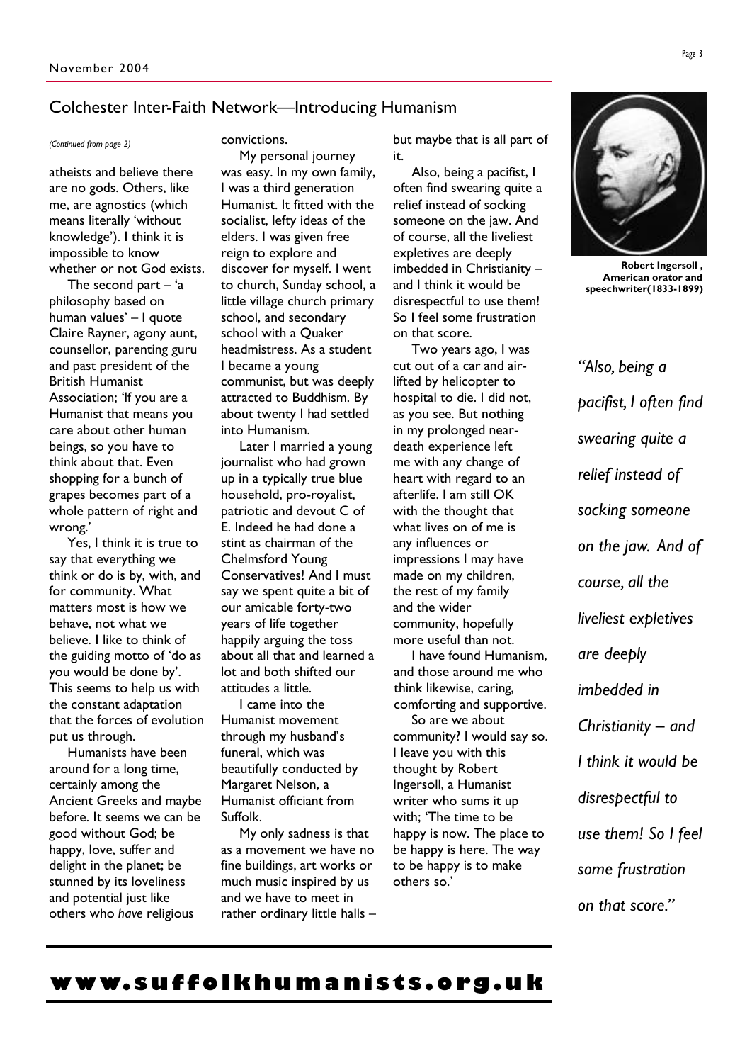## Colchester Inter-Faith Network—Introducing Humanism

*(Continued from page 2)*

atheists and believe there are no gods. Others, like me, are agnostics (which means literally 'without knowledge'). I think it is impossible to know whether or not God exists.

The second part – 'a philosophy based on human values' – I quote Claire Rayner, agony aunt, counsellor, parenting guru and past president of the British Humanist Association; 'If you are a Humanist that means you care about other human beings, so you have to think about that. Even shopping for a bunch of grapes becomes part of a whole pattern of right and wrong.'

Yes, I think it is true to say that everything we think or do is by, with, and for community. What matters most is how we behave, not what we believe. I like to think of the guiding motto of 'do as you would be done by'. This seems to help us with the constant adaptation that the forces of evolution put us through.

Humanists have been around for a long time, certainly among the Ancient Greeks and maybe before. It seems we can be good without God; be happy, love, suffer and delight in the planet; be stunned by its loveliness and potential just like others who *have* religious convictions.

My personal journey was easy. In my own family, I was a third generation Humanist. It fitted with the socialist, lefty ideas of the elders. I was given free reign to explore and discover for myself. I went to church, Sunday school, a little village church primary school, and secondary school with a Quaker headmistress. As a student I became a young communist, but was deeply attracted to Buddhism. By about twenty I had settled into Humanism.

Later I married a young journalist who had grown up in a typically true blue household, pro-royalist, patriotic and devout C of E. Indeed he had done a stint as chairman of the Chelmsford Young Conservatives! And I must say we spent quite a bit of our amicable forty-two years of life together happily arguing the toss about all that and learned a lot and both shifted our attitudes a little.

I came into the Humanist movement through my husband's funeral, which was beautifully conducted by Margaret Nelson, a Humanist officiant from Suffolk.

My only sadness is that as a movement we have no fine buildings, art works or much music inspired by us and we have to meet in rather ordinary little halls – but maybe that is all part of it.

Also, being a pacifist, I often find swearing quite a relief instead of socking someone on the jaw. And of course, all the liveliest expletives are deeply imbedded in Christianity – and I think it would be disrespectful to use them! So I feel some frustration on that score.

Two years ago, I was cut out of a car and air-lifted by helicopter to hospital to die. I did not, as you see. But nothing in my prolonged near-death experience left me with any change of heart with regard to an afterlife. I am still OK with the thought that what lives on of me is any influences or impressions I may have made on my children, the rest of my family and the wider community, hopefully more useful than not.

I have found Humanism, and those around me who think likewise, caring, comforting and supportive.

So are we about community? I would say so. I leave you with this thought by Robert Ingersoll, a Humanist writer who sums it up with; 'The time to be happy is now. The place to be happy is here. The way to be happy is to make others so.'

**Robert Ingersoll , American orator and speechwriter(1833-1899)**

*"Also, being a pacifist, I often find swearing quite a relief instead of socking someone on the jaw. And of course, all the liveliest expletives are deeply imbedded in Christianity – and I think it would be disrespectful to use them! So I feel some frustration on that score."*

**www.suffolkhumanists.org.uk**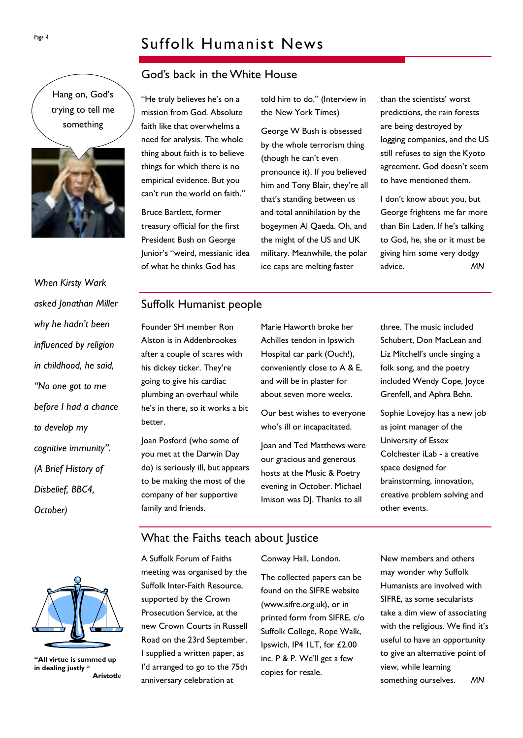## God's back in the White House

"He truly believes he's on a mission from God. Absolute faith like that overwhelms a need for analysis. The whole thing about faith is to believe things for which there is no empirical evidence. But you can't run the world on faith."

Bruce Bartlett, former treasury official for the first President Bush on George Junior's "weird, messianic idea of what he thinks God has told him to do." (Interview in the New York Times)

George W Bush is obsessed by the whole terrorism thing (though he can't even pronounce it). If you believed him and Tony Blair, they're all that's standing between us and total annihilation by the bogeymen Al Qaeda. Oh, and the might of the US and UK military. Meanwhile, the polar ice caps are melting faster than the scientists' worst predictions, the rain forests are being destroyed by logging companies, and the US still refuses to sign the Kyoto agreement. God doesn't seem to have mentioned them.

I don't know about you, but George frightens me far more than Bin Laden. If he's talking to God, he, she or it must be giving him some very dodgy advice. *MN*

Hang on, God's trying to tell me something

*When Kirsty Wark asked Jonathan Miller why he hadn't been influenced by religion in childhood, he said, "No one got to me before I had a chance to develop my cognitive immunity". (A Brief History of Disbelief, BBC4, October)*

## Suffolk Humanist people

Founder SH member Ron Alston is in Addenbrookes after a couple of scares with his dickey ticker. They're going to give his cardiac plumbing an overhaul while he's in there, so it works a bit better.

Joan Posford (who some of you met at the Darwin Day do) is seriously ill, but appears to be making the most of the company of her supportive family and friends.

Marie Haworth broke her Achilles tendon in Ipswich Hospital car park (Ouch!), conveniently close to A & E, and will be in plaster for about seven more weeks.

Our best wishes to everyone who's ill or incapacitated.

Joan and Ted Matthews were our gracious and generous hosts at the Music & Poetry evening in October. Michael Imison was DJ. Thanks to all three. The music included Schubert, Don MacLean and Liz Mitchell's uncle singing a folk song, and the poetry included Wendy Cope, Joyce Grenfell, and Aphra Behn.

Sophie Lovejoy has a new job as joint manager of the University of Essex Colchester iLab - a creative space designed for brainstorming, innovation, creative problem solving and other events.

## What the Faiths teach about Justice

A Suffolk Forum of Faiths meeting was organised by the Suffolk Inter-Faith Resource, supported by the Crown Prosecution Service, at the new Crown Courts in Russell Road on the 23rd September. I supplied a written paper, as I'd arranged to go to the 75th anniversary celebration at Conway Hall, London.

The collected papers can be found on the SIFRE website (www.sifre.org.uk), or in printed form from SIFRE, c/o Suffolk College, Rope Walk, Ipswich, IP4 1LT, for £2.00 inc. P & P. We'll get a few copies for resale.

New members and others may wonder why Suffolk Humanists are involved with SIFRE, as some secularists take a dim view of associating with the religious. We find it's useful to have an opportunity to give an alternative point of view, while learning something ourselves. *MN*

**"All virtue is summed up in dealing justly "**
**Aristotle**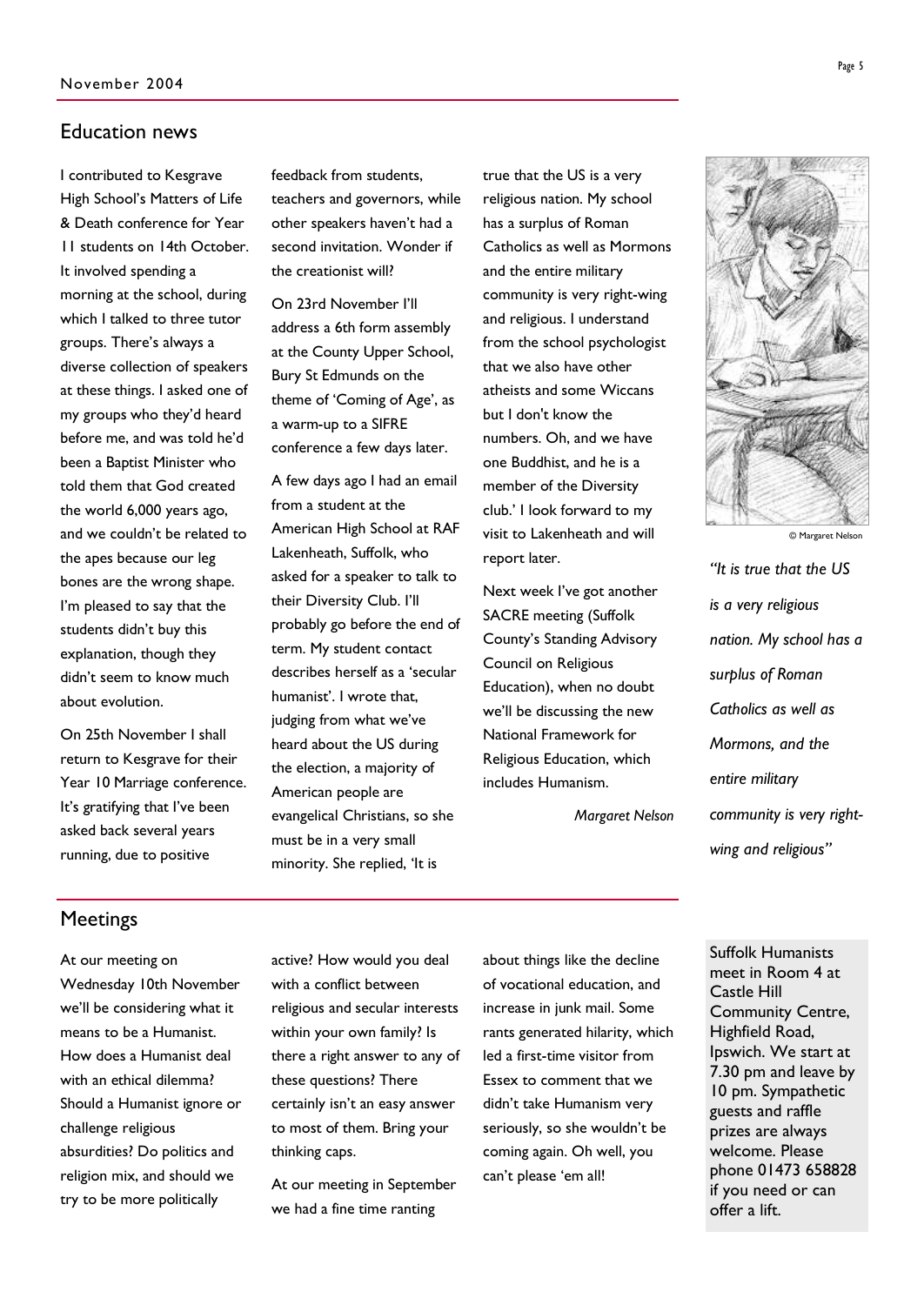## Education news

I contributed to Kesgrave High School's Matters of Life & Death conference for Year 11 students on 14th October. It involved spending a morning at the school, during which I talked to three tutor groups. There's always a diverse collection of speakers at these things. I asked one of my groups who they'd heard before me, and was told he'd been a Baptist Minister who told them that God created the world 6,000 years ago, and we couldn't be related to the apes because our leg bones are the wrong shape. I'm pleased to say that the students didn't buy this explanation, though they didn't seem to know much about evolution.

On 25th November I shall return to Kesgrave for their Year 10 Marriage conference. It's gratifying that I've been asked back several years running, due to positive feedback from students, teachers and governors, while other speakers haven't had a second invitation. Wonder if the creationist will?

On 23rd November I'll address a 6th form assembly at the County Upper School, Bury St Edmunds on the theme of 'Coming of Age', as a warm-up to a SIFRE conference a few days later.

A few days ago I had an email from a student at the American High School at RAF Lakenheath, Suffolk, who asked for a speaker to talk to their Diversity Club. I'll probably go before the end of term. My student contact describes herself as a 'secular humanist'. I wrote that, judging from what we've heard about the US during the election, a majority of American people are evangelical Christians, so she must be in a very small minority. She replied, 'It is true that the US is a very religious nation. My school has a surplus of Roman Catholics as well as Mormons and the entire military community is very right-wing and religious. I understand from the school psychologist that we also have other atheists and some Wiccans but I don't know the numbers. Oh, and we have one Buddhist, and he is a member of the Diversity club.' I look forward to my visit to Lakenheath and will report later.

Next week I've got another SACRE meeting (Suffolk County's Standing Advisory Council on Religious Education), when no doubt we'll be discussing the new National Framework for Religious Education, which includes Humanism.

*Margaret Nelson*

© Margaret Nelson

*"It is true that the US is a very religious nation. My school has a surplus of Roman Catholics as well as Mormons, and the entire military community is very right-wing and religious"*

## Meetings

At our meeting on Wednesday 10th November we'll be considering what it means to be a Humanist. How does a Humanist deal with an ethical dilemma? Should a Humanist ignore or challenge religious absurdities? Do politics and religion mix, and should we try to be more politically active? How would you deal with a conflict between religious and secular interests within your own family? Is there a right answer to any of these questions? There certainly isn't an easy answer to most of them. Bring your thinking caps.

At our meeting in September we had a fine time ranting about things like the decline of vocational education, and increase in junk mail. Some rants generated hilarity, which led a first-time visitor from Essex to comment that we didn't take Humanism very seriously, so she wouldn't be coming again. Oh well, you can't please 'em all!

Suffolk Humanists meet in Room 4 at Castle Hill Community Centre, Highfield Road, Ipswich. We start at 7.30 pm and leave by 10 pm. Sympathetic guests and raffle prizes are always welcome. Please phone 01473 658828 if you need or can offer a lift.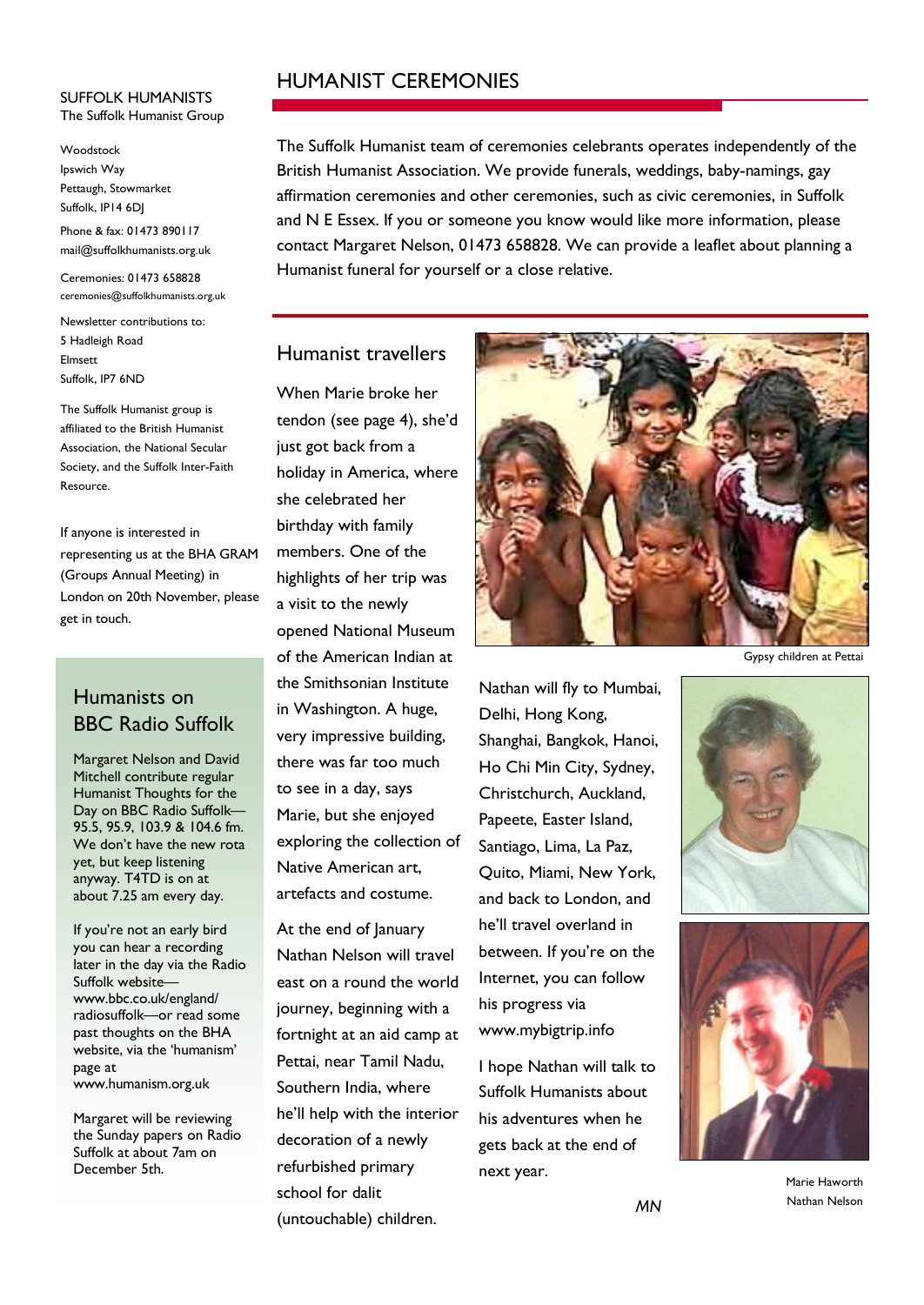SUFFOLK HUMANISTS
The Suffolk Humanist Group

Woodstock
Ipswich Way
Pettaugh, Stowmarket
Suffolk, IP14 6DJ

Phone & fax: 01473 890117
mail@suffolkhumanists.org.uk

Ceremonies: 01473 658828
ceremonies@suffolkhumanists.org.uk

Newsletter contributions to:
5 Hadleigh Road
Elmsett
Suffolk, IP7 6ND

The Suffolk Humanist group is affiliated to the British Humanist Association, the National Secular Society, and the Suffolk Inter-Faith Resource.

If anyone is interested in representing us at the BHA GRAM (Groups Annual Meeting) in London on 20th November, please get in touch.

## Humanists on BBC Radio Suffolk

Margaret Nelson and David Mitchell contribute regular Humanist Thoughts for the Day on BBC Radio Suffolk—95.5, 95.9, 103.9 & 104.6 fm. We don't have the new rota yet, but keep listening anyway. T4TD is on at about 7.25 am every day.

If you're not an early bird you can hear a recording later in the day via the Radio Suffolk website—www.bbc.co.uk/england/radiosuffolk—or read some past thoughts on the BHA website, via the 'humanism' page at www.humanism.org.uk

Margaret will be reviewing the Sunday papers on Radio Suffolk at about 7am on December 5th.

# HUMANIST CEREMONIES

The Suffolk Humanist team of ceremonies celebrants operates independently of the British Humanist Association. We provide funerals, weddings, baby-namings, gay affirmation ceremonies and other ceremonies, such as civic ceremonies, in Suffolk and N E Essex. If you or someone you know would like more information, please contact Margaret Nelson, 01473 658828. We can provide a leaflet about planning a Humanist funeral for yourself or a close relative.

## Humanist travellers

When Marie broke her tendon (see page 4), she'd just got back from a holiday in America, where she celebrated her birthday with family members. One of the highlights of her trip was a visit to the newly opened National Museum of the American Indian at the Smithsonian Institute in Washington. A huge, very impressive building, there was far too much to see in a day, says Marie, but she enjoyed exploring the collection of Native American art, artefacts and costume.

At the end of January Nathan Nelson will travel east on a round the world journey, beginning with a fortnight at an aid camp at Pettai, near Tamil Nadu, Southern India, where he'll help with the interior decoration of a newly refurbished primary school for dalit (untouchable) children.

Gypsy children at Pettai

Nathan will fly to Mumbai, Delhi, Hong Kong, Shanghai, Bangkok, Hanoi, Ho Chi Min City, Sydney, Christchurch, Auckland, Papeete, Easter Island, Santiago, Lima, La Paz, Quito, Miami, New York, and back to London, and he'll travel overland in between. If you're on the Internet, you can follow his progress via www.mybigtrip.info

I hope Nathan will talk to Suffolk Humanists about his adventures when he gets back at the end of next year.

*MN*

Marie Haworth
Nathan Nelson